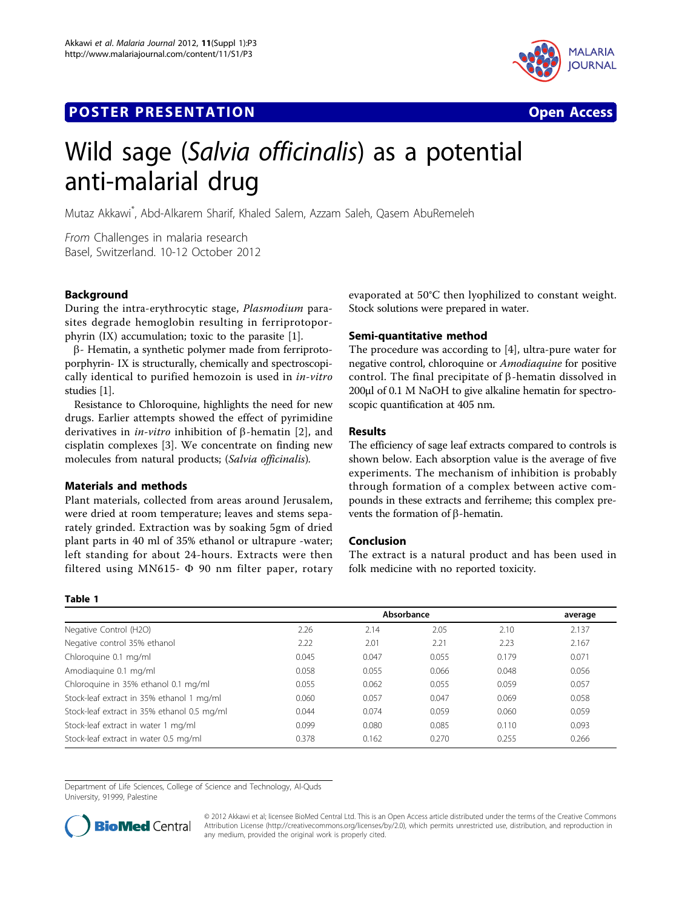POSTER PRESENTATION

Open Access

# Wild sage (*Salvia officinalis*) as a potential anti-malarial drug

Mutaz Akkawi*, Abd-Alkarem Sharif, Khaled Salem, Azzam Saleh, Qasem AbuRemeleh

*From* Challenges in malaria research
Basel, Switzerland. 10-12 October 2012

## Background

During the intra-erythrocytic stage, *Plasmodium* parasites degrade hemoglobin resulting in ferriprotoporphyrin (IX) accumulation; toxic to the parasite [1].

β- Hematin, a synthetic polymer made from ferriprotoporphyrin- IX is structurally, chemically and spectroscopically identical to purified hemozoin is used in *in-vitro* studies [1].

Resistance to Chloroquine, highlights the need for new drugs. Earlier attempts showed the effect of pyrimidine derivatives in *in-vitro* inhibition of β-hematin [2], and cisplatin complexes [3]. We concentrate on finding new molecules from natural products; (*Salvia officinalis*).

## Materials and methods

Plant materials, collected from areas around Jerusalem, were dried at room temperature; leaves and stems separately grinded. Extraction was by soaking 5gm of dried plant parts in 40 ml of 35% ethanol or ultrapure -water; left standing for about 24-hours. Extracts were then filtered using MN615- Φ 90 nm filter paper, rotary evaporated at 50°C then lyophilized to constant weight. Stock solutions were prepared in water.

## Semi-quantitative method

The procedure was according to [4], ultra-pure water for negative control, chloroquine or *Amodiaquine* for positive control. The final precipitate of β-hematin dissolved in 200μl of 0.1 M NaOH to give alkaline hematin for spectroscopic quantification at 405 nm.

## Results

The efficiency of sage leaf extracts compared to controls is shown below. Each absorption value is the average of five experiments. The mechanism of inhibition is probably through formation of a complex between active compounds in these extracts and ferriheme; this complex prevents the formation of β-hematin.

## Conclusion

The extract is a natural product and has been used in folk medicine with no reported toxicity.

**Table 1**

| | Absorbance | | | | average |
|---|---|---|---|---|---|
| Negative Control (H2O) | 2.26 | 2.14 | 2.05 | 2.10 | 2.137 |
| Negative control 35% ethanol | 2.22 | 2.01 | 2.21 | 2.23 | 2.167 |
| Chloroquine 0.1 mg/ml | 0.045 | 0.047 | 0.055 | 0.179 | 0.071 |
| Amodiaquine 0.1 mg/ml | 0.058 | 0.055 | 0.066 | 0.048 | 0.056 |
| Chloroquine in 35% ethanol 0.1 mg/ml | 0.055 | 0.062 | 0.055 | 0.059 | 0.057 |
| Stock-leaf extract in 35% ethanol 1 mg/ml | 0.060 | 0.057 | 0.047 | 0.069 | 0.058 |
| Stock-leaf extract in 35% ethanol 0.5 mg/ml | 0.044 | 0.074 | 0.059 | 0.060 | 0.059 |
| Stock-leaf extract in water 1 mg/ml | 0.099 | 0.080 | 0.085 | 0.110 | 0.093 |
| Stock-leaf extract in water 0.5 mg/ml | 0.378 | 0.162 | 0.270 | 0.255 | 0.266 |

Department of Life Sciences, College of Science and Technology, Al-Quds University, 91999, Palestine

© 2012 Akkawi et al; licensee BioMed Central Ltd. This is an Open Access article distributed under the terms of the Creative Commons Attribution License (http://creativecommons.org/licenses/by/2.0), which permits unrestricted use, distribution, and reproduction in any medium, provided the original work is properly cited.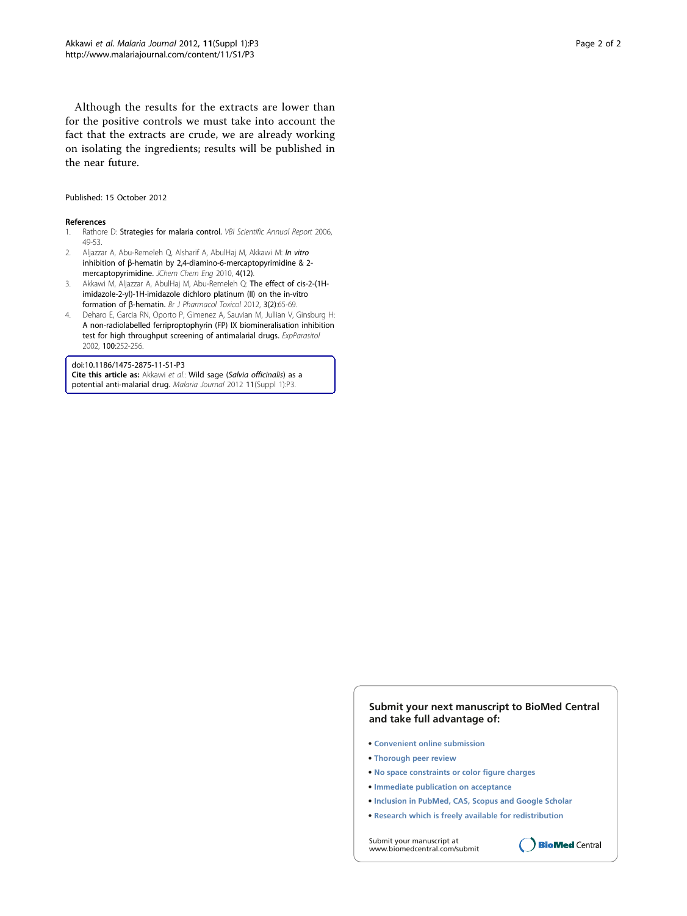Although the results for the extracts are lower than for the positive controls we must take into account the fact that the extracts are crude, we are already working on isolating the ingredients; results will be published in the near future.

Published: 15 October 2012

## References

1. Rathore D: **Strategies for malaria control.** *VBI Scientific Annual Report* 2006, 49-53.
2. Aljazzar A, Abu-Remeleh Q, Alsharif A, AbulHaj M, Akkawi M: ***In vitro*** **inhibition of β-hematin by 2,4-diamino-6-mercaptopyrimidine & 2-mercaptopyrimidine.** *JChem Chem Eng* 2010, **4**(12).
3. Akkawi M, Aljazzar A, AbulHaj M, Abu-Remeleh Q: **The effect of cis-2-(1H-imidazole-2-yl)-1H-imidazole dichloro platinum (II) on the in-vitro formation of β-hematin.** *Br J Pharmacol Toxicol* 2012, **3**(2):65-69.
4. Deharo E, Garcia RN, Oporto P, Gimenez A, Sauvian M, Jullian V, Ginsburg H: **A non-radiolabelled ferriproptophyrin (FP) IX biomineralisation inhibition test for high throughput screening of antimalarial drugs.** *ExpParasitol* 2002, **100**:252-256.

doi:10.1186/1475-2875-11-S1-P3
**Cite this article as:** Akkawi *et al.*: Wild sage (*Salvia officinalis*) as a potential anti-malarial drug. *Malaria Journal* 2012 **11**(Suppl 1):P3.

**Submit your next manuscript to BioMed Central and take full advantage of:**

- Convenient online submission
- Thorough peer review
- No space constraints or color figure charges
- Immediate publication on acceptance
- Inclusion in PubMed, CAS, Scopus and Google Scholar
- Research which is freely available for redistribution

Submit your manuscript at www.biomedcentral.com/submit

BioMed Central